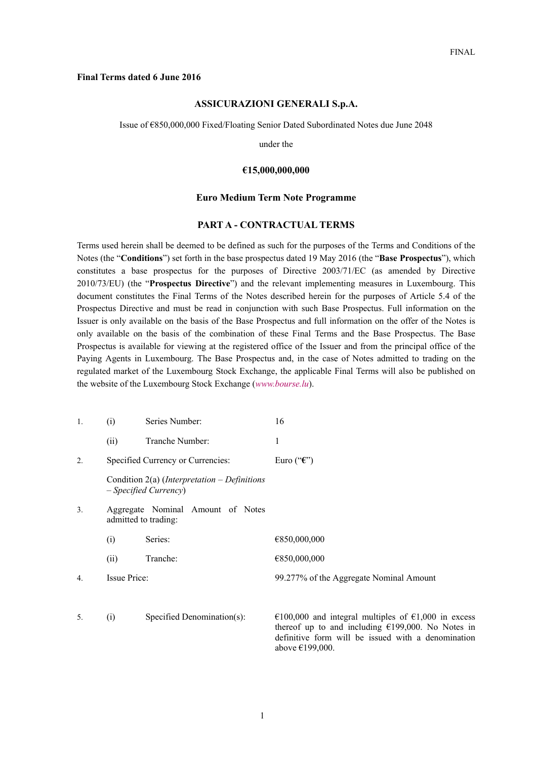FINAL

**Final Terms dated 6 June 2016**

## ASSICURAZIONI GENERALI S.p.A.

Issue of €850,000,000 Fixed/Floating Senior Dated Subordinated Notes due June 2048

under the

**€15,000,000,000**

**Euro Medium Term Note Programme**

## PART A - CONTRACTUAL TERMS

Terms used herein shall be deemed to be defined as such for the purposes of the Terms and Conditions of the Notes (the "**Conditions**") set forth in the base prospectus dated 19 May 2016 (the "**Base Prospectus**"), which constitutes a base prospectus for the purposes of Directive 2003/71/EC (as amended by Directive 2010/73/EU) (the "**Prospectus Directive**") and the relevant implementing measures in Luxembourg. This document constitutes the Final Terms of the Notes described herein for the purposes of Article 5.4 of the Prospectus Directive and must be read in conjunction with such Base Prospectus. Full information on the Issuer is only available on the basis of the Base Prospectus and full information on the offer of the Notes is only available on the basis of the combination of these Final Terms and the Base Prospectus. The Base Prospectus is available for viewing at the registered office of the Issuer and from the principal office of the Paying Agents in Luxembourg. The Base Prospectus and, in the case of Notes admitted to trading on the regulated market of the Luxembourg Stock Exchange, the applicable Final Terms will also be published on the website of the Luxembourg Stock Exchange (*www.bourse.lu*).

| | | | |
|---|---|---|---|
| 1. | (i) | Series Number: | 16 |
| | (ii) | Tranche Number: | 1 |
| 2. | | Specified Currency or Currencies: | Euro ("**€**") |
| | | Condition 2(a) (*Interpretation – Definitions – Specified Currency*) | |
| 3. | | Aggregate Nominal Amount of Notes admitted to trading: | |
| | (i) | Series: | €850,000,000 |
| | (ii) | Tranche: | €850,000,000 |
| 4. | | Issue Price: | 99.277% of the Aggregate Nominal Amount |
| 5. | (i) | Specified Denomination(s): | €100,000 and integral multiples of €1,000 in excess thereof up to and including €199,000. No Notes in definitive form will be issued with a denomination above €199,000. |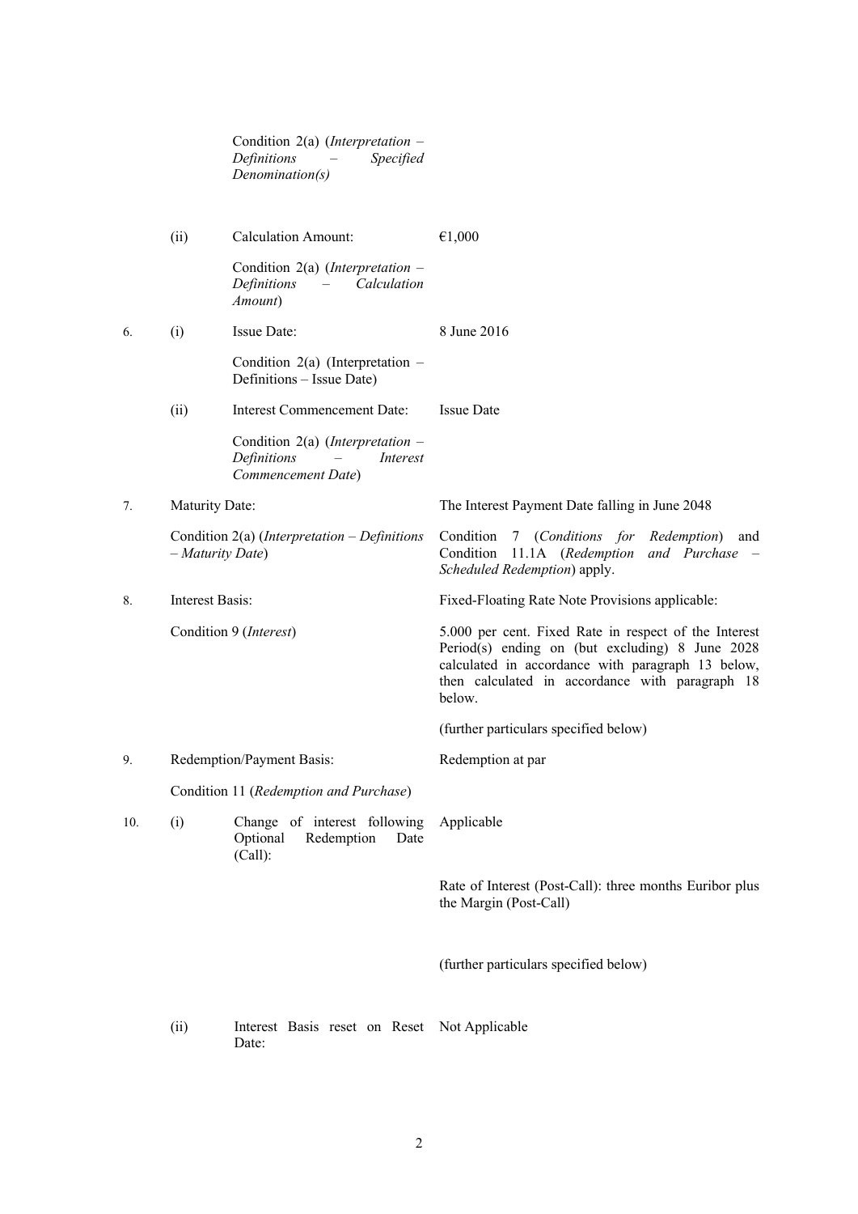| | | | |
|---|---|---|---|
| | | Condition 2(a) (*Interpretation – Definitions – Specified Denomination(s)* | |
| | (ii) | Calculation Amount: | €1,000 |
| | | Condition 2(a) (*Interpretation – Definitions – Calculation Amount*) | |
| 6. | (i) | Issue Date: | 8 June 2016 |
| | | Condition 2(a) (Interpretation – Definitions – Issue Date) | |
| | (ii) | Interest Commencement Date: | Issue Date |
| | | Condition 2(a) (*Interpretation – Definitions – Interest Commencement Date*) | |
| 7. | Maturity Date: | | The Interest Payment Date falling in June 2048 |
| | Condition 2(a) (*Interpretation – Definitions – Maturity Date*) | | Condition 7 (*Conditions for Redemption*) and Condition 11.1A (*Redemption and Purchase – Scheduled Redemption*) apply. |
| 8. | Interest Basis: | | Fixed-Floating Rate Note Provisions applicable: |
| | Condition 9 (*Interest*) | | 5.000 per cent. Fixed Rate in respect of the Interest Period(s) ending on (but excluding) 8 June 2028 calculated in accordance with paragraph 13 below, then calculated in accordance with paragraph 18 below.<br><br>(further particulars specified below) |
| 9. | Redemption/Payment Basis: | | Redemption at par |
| | Condition 11 (*Redemption and Purchase*) | | |
| 10. | (i) | Change of interest following Optional Redemption Date (Call): | Applicable<br><br>Rate of Interest (Post-Call): three months Euribor plus the Margin (Post-Call)<br><br>(further particulars specified below) |
| | (ii) | Interest Basis reset on Reset Date: | Not Applicable |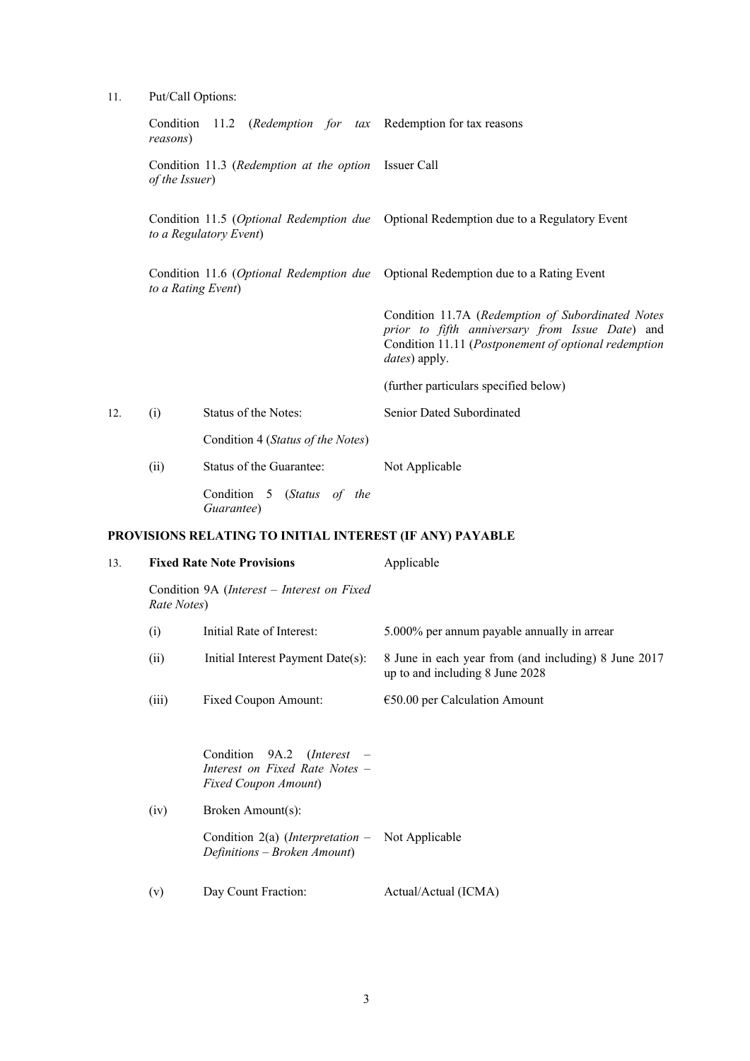| | | | |
|---|---|---|---|
| 11. | Put/Call Options: | | |
| | Condition 11.2 (*Redemption for tax reasons*) | | Redemption for tax reasons |
| | Condition 11.3 (*Redemption at the option of the Issuer*) | | Issuer Call |
| | Condition 11.5 (*Optional Redemption due to a Regulatory Event*) | | Optional Redemption due to a Regulatory Event |
| | Condition 11.6 (*Optional Redemption due to a Rating Event*) | | Optional Redemption due to a Rating Event |
| | | | Condition 11.7A (*Redemption of Subordinated Notes prior to fifth anniversary from Issue Date*) and Condition 11.11 (*Postponement of optional redemption dates*) apply. |
| | | | (further particulars specified below) |
| 12. | (i) | Status of the Notes: | Senior Dated Subordinated |
| | | Condition 4 (*Status of the Notes*) | |
| | (ii) | Status of the Guarantee: | Not Applicable |
| | | Condition 5 (*Status of the Guarantee*) | |

**PROVISIONS RELATING TO INITIAL INTEREST (IF ANY) PAYABLE**

| | | | |
|---|---|---|---|
| 13. | **Fixed Rate Note Provisions** | | Applicable |
| | Condition 9A (*Interest – Interest on Fixed Rate Notes*) | | |
| | (i) | Initial Rate of Interest: | 5.000% per annum payable annually in arrear |
| | (ii) | Initial Interest Payment Date(s): | 8 June in each year from (and including) 8 June 2017 up to and including 8 June 2028 |
| | (iii) | Fixed Coupon Amount: | €50.00 per Calculation Amount |
| | | Condition 9A.2 (*Interest – Interest on Fixed Rate Notes – Fixed Coupon Amount*) | |
| | (iv) | Broken Amount(s): | |
| | | Condition 2(a) (*Interpretation – Definitions – Broken Amount*) | Not Applicable |
| | (v) | Day Count Fraction: | Actual/Actual (ICMA) |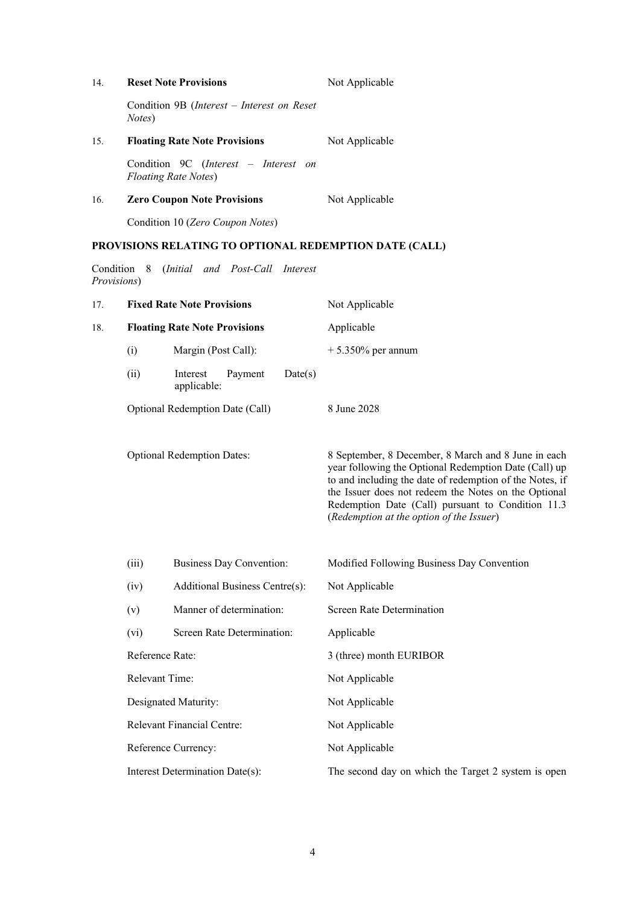| | | |
|---|---|---|
| 14. | **Reset Note Provisions** | Not Applicable |
| | Condition 9B (*Interest – Interest on Reset Notes*) | |
| 15. | **Floating Rate Note Provisions** | Not Applicable |
| | Condition 9C (*Interest – Interest on Floating Rate Notes*) | |
| 16. | **Zero Coupon Note Provisions** | Not Applicable |
| | Condition 10 (*Zero Coupon Notes*) | |

**PROVISIONS RELATING TO OPTIONAL REDEMPTION DATE (CALL)**

Condition 8 (*Initial and Post-Call Interest Provisions*)

| | | |
|---|---|---|
| 17. | **Fixed Rate Note Provisions** | Not Applicable |
| 18. | **Floating Rate Note Provisions** | Applicable |
| | (i) Margin (Post Call): | + 5.350% per annum |
| | (ii) Interest Payment Date(s) applicable: | |
| | Optional Redemption Date (Call) | 8 June 2028 |
| | Optional Redemption Dates: | 8 September, 8 December, 8 March and 8 June in each year following the Optional Redemption Date (Call) up to and including the date of redemption of the Notes, if the Issuer does not redeem the Notes on the Optional Redemption Date (Call) pursuant to Condition 11.3 (*Redemption at the option of the Issuer*) |
| | (iii) Business Day Convention: | Modified Following Business Day Convention |
| | (iv) Additional Business Centre(s): | Not Applicable |
| | (v) Manner of determination: | Screen Rate Determination |
| | (vi) Screen Rate Determination: | Applicable |
| | Reference Rate: | 3 (three) month EURIBOR |
| | Relevant Time: | Not Applicable |
| | Designated Maturity: | Not Applicable |
| | Relevant Financial Centre: | Not Applicable |
| | Reference Currency: | Not Applicable |
| | Interest Determination Date(s): | The second day on which the Target 2 system is open |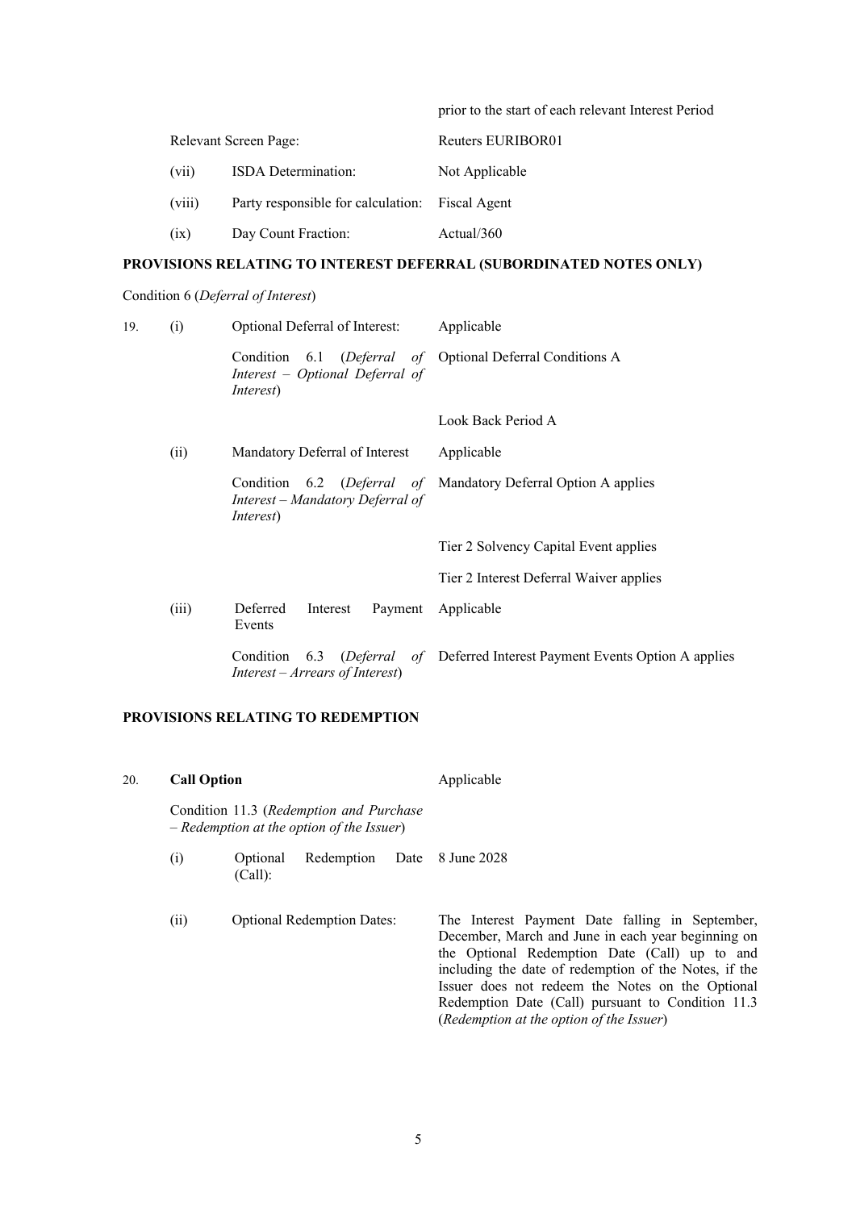| | | | |
|---|---|---|---|
| | | | prior to the start of each relevant Interest Period |
| | Relevant Screen Page: | | Reuters EURIBOR01 |
| | (vii) | ISDA Determination: | Not Applicable |
| | (viii) | Party responsible for calculation: | Fiscal Agent |
| | (ix) | Day Count Fraction: | Actual/360 |

**PROVISIONS RELATING TO INTEREST DEFERRAL (SUBORDINATED NOTES ONLY)**

Condition 6 (*Deferral of Interest*)

| | | | |
|---|---|---|---|
| 19. | (i) | Optional Deferral of Interest: | Applicable |
| | | Condition 6.1 (*Deferral of Interest – Optional Deferral of Interest*) | Optional Deferral Conditions A |
| | | | Look Back Period A |
| | (ii) | Mandatory Deferral of Interest | Applicable |
| | | Condition 6.2 (*Deferral of Interest – Mandatory Deferral of Interest*) | Mandatory Deferral Option A applies |
| | | | Tier 2 Solvency Capital Event applies |
| | | | Tier 2 Interest Deferral Waiver applies |
| | (iii) | Deferred Interest Payment Events | Applicable |
| | | Condition 6.3 (*Deferral of Interest – Arrears of Interest*) | Deferred Interest Payment Events Option A applies |

**PROVISIONS RELATING TO REDEMPTION**

| | | | |
|---|---|---|---|
| 20. | **Call Option** | | Applicable |
| | Condition 11.3 (*Redemption and Purchase – Redemption at the option of the Issuer*) | | |
| | (i) | Optional Redemption Date (Call): | 8 June 2028 |
| | (ii) | Optional Redemption Dates: | The Interest Payment Date falling in September, December, March and June in each year beginning on the Optional Redemption Date (Call) up to and including the date of redemption of the Notes, if the Issuer does not redeem the Notes on the Optional Redemption Date (Call) pursuant to Condition 11.3 (*Redemption at the option of the Issuer*) |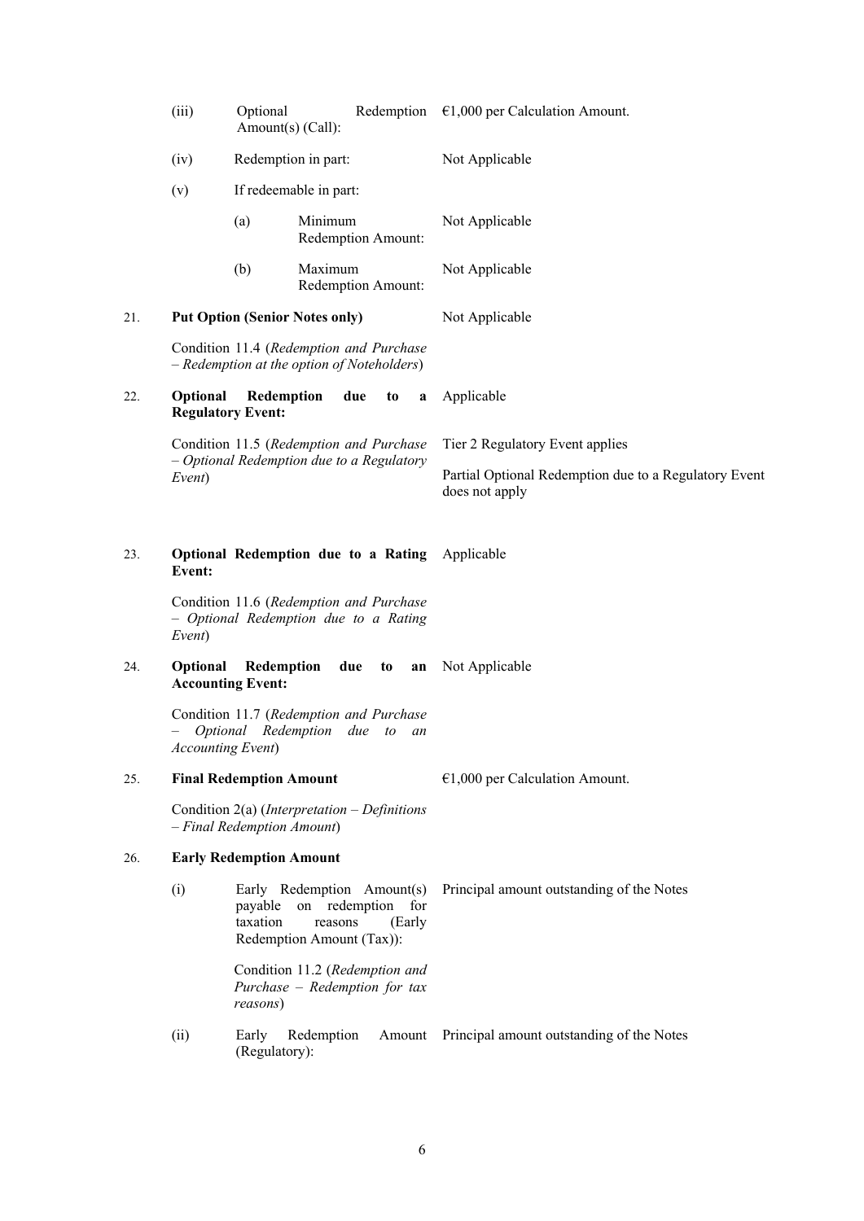| | | | |
|---|---|---|---|
| | (iii) | Optional Redemption Amount(s) (Call): | €1,000 per Calculation Amount. |
| | (iv) | Redemption in part: | Not Applicable |
| | (v) | If redeemable in part: | |
| | | (a) Minimum Redemption Amount: | Not Applicable |
| | | (b) Maximum Redemption Amount: | Not Applicable |
| 21. | **Put Option (Senior Notes only)** | | Not Applicable |
| | Condition 11.4 (*Redemption and Purchase – Redemption at the option of Noteholders*) | | |
| 22. | **Optional Redemption due to a Regulatory Event:** | | Applicable |
| | Condition 11.5 (*Redemption and Purchase – Optional Redemption due to a Regulatory Event*) | | Tier 2 Regulatory Event applies<br><br>Partial Optional Redemption due to a Regulatory Event does not apply |
| 23. | **Optional Redemption due to a Rating Event:** | | Applicable |
| | Condition 11.6 (*Redemption and Purchase – Optional Redemption due to a Rating Event*) | | |
| 24. | **Optional Redemption due to an Accounting Event:** | | Not Applicable |
| | Condition 11.7 (*Redemption and Purchase – Optional Redemption due to an Accounting Event*) | | |
| 25. | **Final Redemption Amount** | | €1,000 per Calculation Amount. |
| | Condition 2(a) (*Interpretation – Definitions – Final Redemption Amount*) | | |
| 26. | **Early Redemption Amount** | | |
| | (i) | Early Redemption Amount(s) payable on redemption for taxation reasons (Early Redemption Amount (Tax)):<br><br>Condition 11.2 (*Redemption and Purchase – Redemption for tax reasons*) | Principal amount outstanding of the Notes |
| | (ii) | Early Redemption Amount (Regulatory): | Principal amount outstanding of the Notes |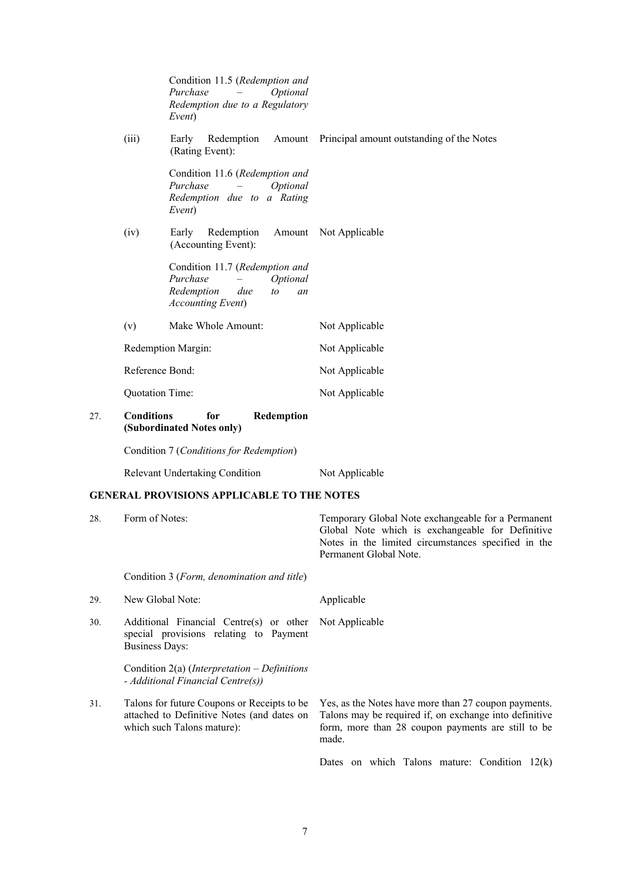| | | |
|---|---|---|
| | Condition 11.5 (*Redemption and Purchase – Optional Redemption due to a Regulatory Event*) | |
| | (iii) Early Redemption Amount (Rating Event): | Principal amount outstanding of the Notes |
| | Condition 11.6 (*Redemption and Purchase – Optional Redemption due to a Rating Event*) | |
| | (iv) Early Redemption Amount (Accounting Event): | Not Applicable |
| | Condition 11.7 (*Redemption and Purchase – Optional Redemption due to an Accounting Event*) | |
| | (v) Make Whole Amount: | Not Applicable |
| | Redemption Margin: | Not Applicable |
| | Reference Bond: | Not Applicable |
| | Quotation Time: | Not Applicable |
| 27. | **Conditions for Redemption (Subordinated Notes only)** | |
| | Condition 7 (*Conditions for Redemption*) | |
| | Relevant Undertaking Condition | Not Applicable |

**GENERAL PROVISIONS APPLICABLE TO THE NOTES**

| | | |
|---|---|---|
| 28. | Form of Notes: | Temporary Global Note exchangeable for a Permanent Global Note which is exchangeable for Definitive Notes in the limited circumstances specified in the Permanent Global Note. |
| | Condition 3 (*Form, denomination and title*) | |
| 29. | New Global Note: | Applicable |
| 30. | Additional Financial Centre(s) or other special provisions relating to Payment Business Days: | Not Applicable |
| | Condition 2(a) (*Interpretation – Definitions - Additional Financial Centre(s))* | |
| 31. | Talons for future Coupons or Receipts to be attached to Definitive Notes (and dates on which such Talons mature): | Yes, as the Notes have more than 27 coupon payments. Talons may be required if, on exchange into definitive form, more than 28 coupon payments are still to be made.<br><br>Dates on which Talons mature: Condition 12(k) |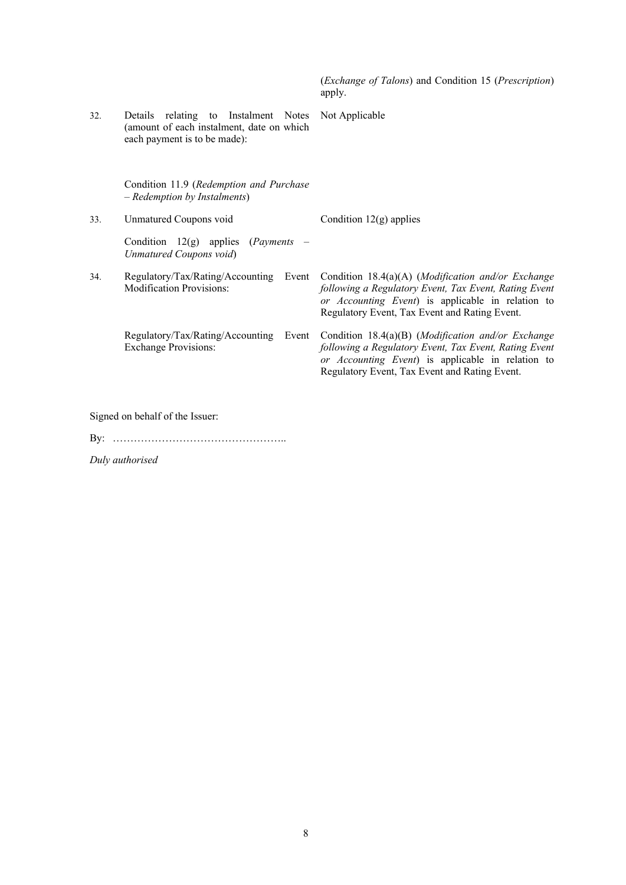| | | |
|---|---|---|
| | | (*Exchange of Talons*) and Condition 15 (*Prescription*) apply. |
| 32. | Details relating to Instalment Notes (amount of each instalment, date on which each payment is to be made): | Not Applicable |
| | Condition 11.9 (*Redemption and Purchase – Redemption by Instalments*) | |
| 33. | Unmatured Coupons void | Condition 12(g) applies |
| | Condition 12(g) applies (*Payments – Unmatured Coupons void*) | |
| 34. | Regulatory/Tax/Rating/Accounting Event Modification Provisions: | Condition 18.4(a)(A) (*Modification and/or Exchange following a Regulatory Event, Tax Event, Rating Event or Accounting Event*) is applicable in relation to Regulatory Event, Tax Event and Rating Event. |
| | Regulatory/Tax/Rating/Accounting Event Exchange Provisions: | Condition 18.4(a)(B) (*Modification and/or Exchange following a Regulatory Event, Tax Event, Rating Event or Accounting Event*) is applicable in relation to Regulatory Event, Tax Event and Rating Event. |

Signed on behalf of the Issuer:

By: …………………………………………..

*Duly authorised*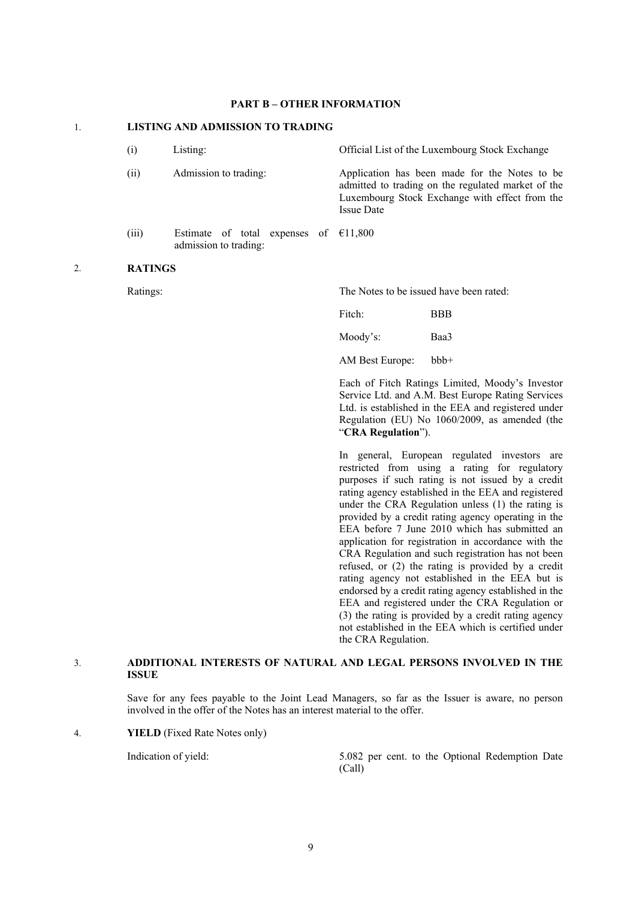## PART B – OTHER INFORMATION

### 1. LISTING AND ADMISSION TO TRADING

| | | |
|---|---|---|
| (i) | Listing: | Official List of the Luxembourg Stock Exchange |
| (ii) | Admission to trading: | Application has been made for the Notes to be admitted to trading on the regulated market of the Luxembourg Stock Exchange with effect from the Issue Date |
| (iii) | Estimate of total expenses of admission to trading: | €11,800 |

### 2. RATINGS

Ratings: The Notes to be issued have been rated:

| | |
|---|---|
| Fitch: | BBB |
| Moody's: | Baa3 |
| AM Best Europe: | bbb+ |

Each of Fitch Ratings Limited, Moody's Investor Service Ltd. and A.M. Best Europe Rating Services Ltd. is established in the EEA and registered under Regulation (EU) No 1060/2009, as amended (the "**CRA Regulation**").

In general, European regulated investors are restricted from using a rating for regulatory purposes if such rating is not issued by a credit rating agency established in the EEA and registered under the CRA Regulation unless (1) the rating is provided by a credit rating agency operating in the EEA before 7 June 2010 which has submitted an application for registration in accordance with the CRA Regulation and such registration has not been refused, or (2) the rating is provided by a credit rating agency not established in the EEA but is endorsed by a credit rating agency established in the EEA and registered under the CRA Regulation or (3) the rating is provided by a credit rating agency not established in the EEA which is certified under the CRA Regulation.

### 3. ADDITIONAL INTERESTS OF NATURAL AND LEGAL PERSONS INVOLVED IN THE ISSUE

Save for any fees payable to the Joint Lead Managers, so far as the Issuer is aware, no person involved in the offer of the Notes has an interest material to the offer.

### 4. YIELD (Fixed Rate Notes only)

Indication of yield: 5.082 per cent. to the Optional Redemption Date (Call)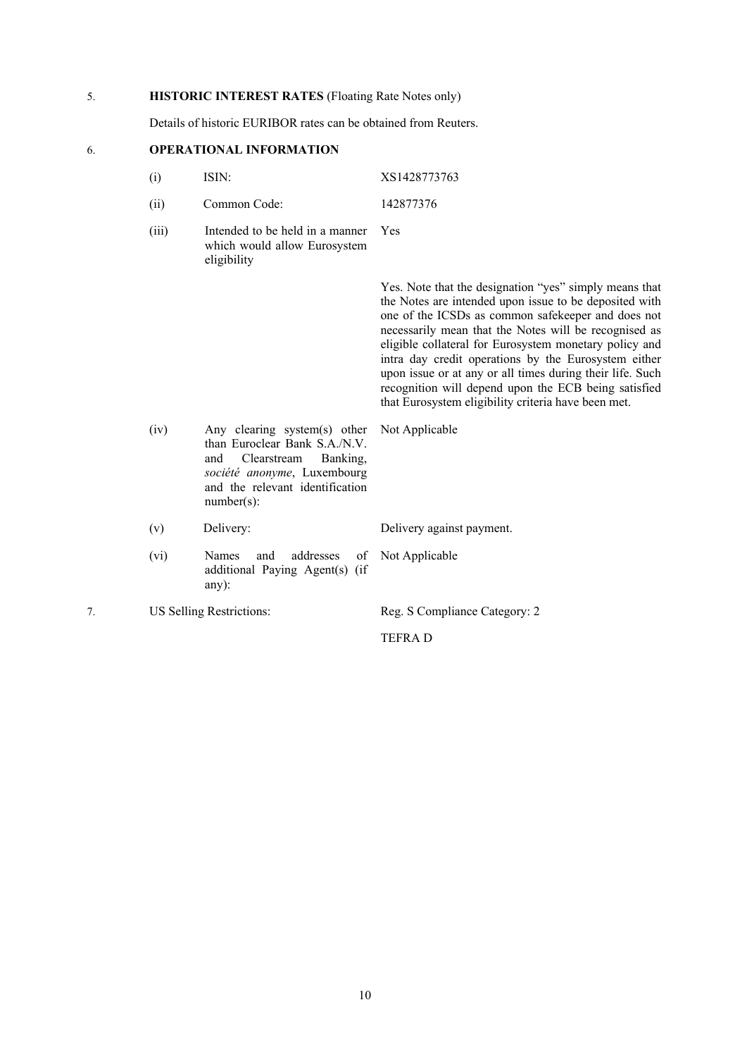5. **HISTORIC INTEREST RATES** (Floating Rate Notes only)

Details of historic EURIBOR rates can be obtained from Reuters.

6. **OPERATIONAL INFORMATION**

| | | |
|---|---|---|
| (i) | ISIN: | XS1428773763 |
| (ii) | Common Code: | 142877376 |
| (iii) | Intended to be held in a manner which would allow Eurosystem eligibility | Yes |
| | | Yes. Note that the designation "yes" simply means that the Notes are intended upon issue to be deposited with one of the ICSDs as common safekeeper and does not necessarily mean that the Notes will be recognised as eligible collateral for Eurosystem monetary policy and intra day credit operations by the Eurosystem either upon issue or at any or all times during their life. Such recognition will depend upon the ECB being satisfied that Eurosystem eligibility criteria have been met. |
| (iv) | Any clearing system(s) other than Euroclear Bank S.A./N.V. and Clearstream Banking, *société anonyme*, Luxembourg and the relevant identification number(s): | Not Applicable |
| (v) | Delivery: | Delivery against payment. |
| (vi) | Names and addresses of additional Paying Agent(s) (if any): | Not Applicable |

7. US Selling Restrictions: Reg. S Compliance Category: 2

TEFRA D